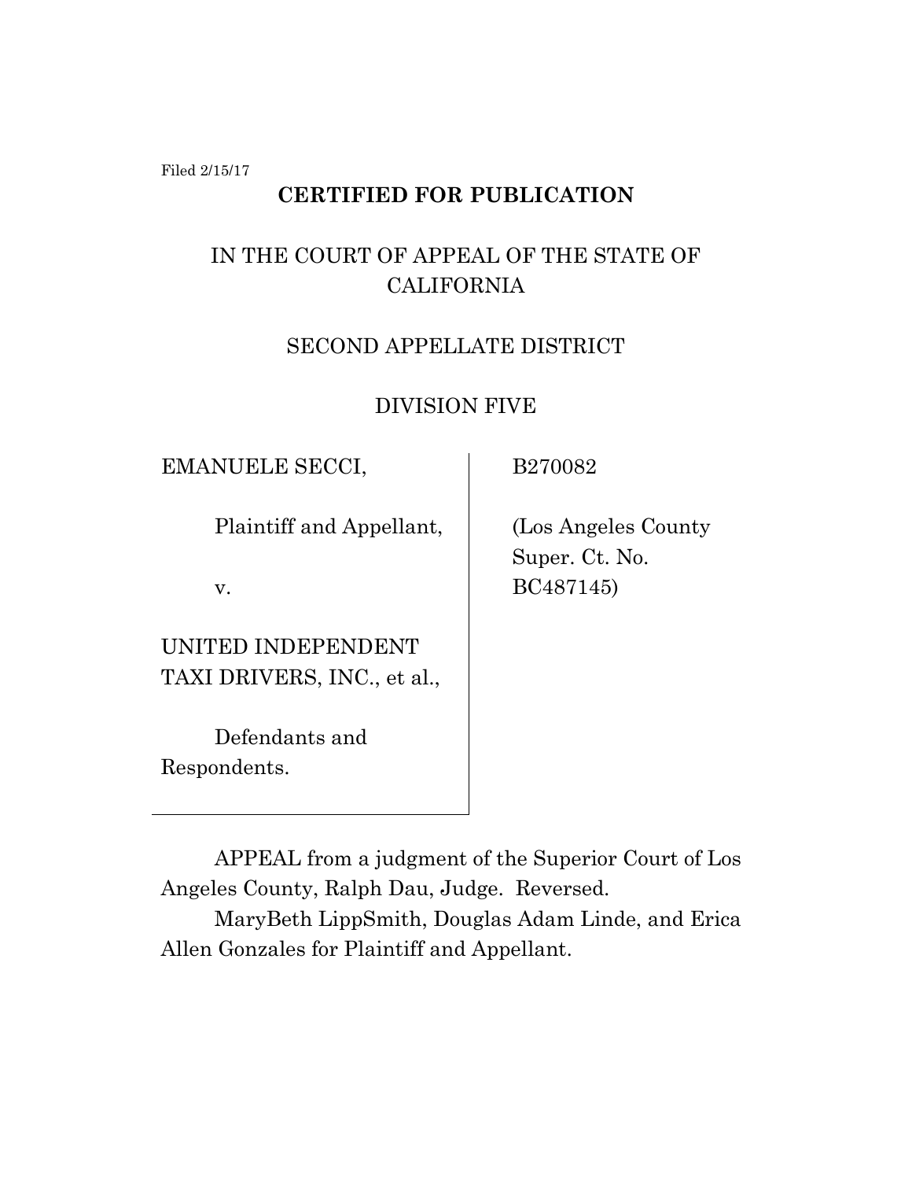Filed 2/15/17

**CERTIFIED FOR PUBLICATION**

IN THE COURT OF APPEAL OF THE STATE OF CALIFORNIA

SECOND APPELLATE DISTRICT

DIVISION FIVE

| | |
|---|---|
| EMANUELE SECCI,<br><br>Plaintiff and Appellant,<br><br>v.<br><br>UNITED INDEPENDENT TAXI DRIVERS, INC., et al.,<br><br>Defendants and Respondents. | B270082<br><br>(Los Angeles County Super. Ct. No. BC487145) |

APPEAL from a judgment of the Superior Court of Los Angeles County, Ralph Dau, Judge. Reversed.

MaryBeth LippSmith, Douglas Adam Linde, and Erica Allen Gonzales for Plaintiff and Appellant.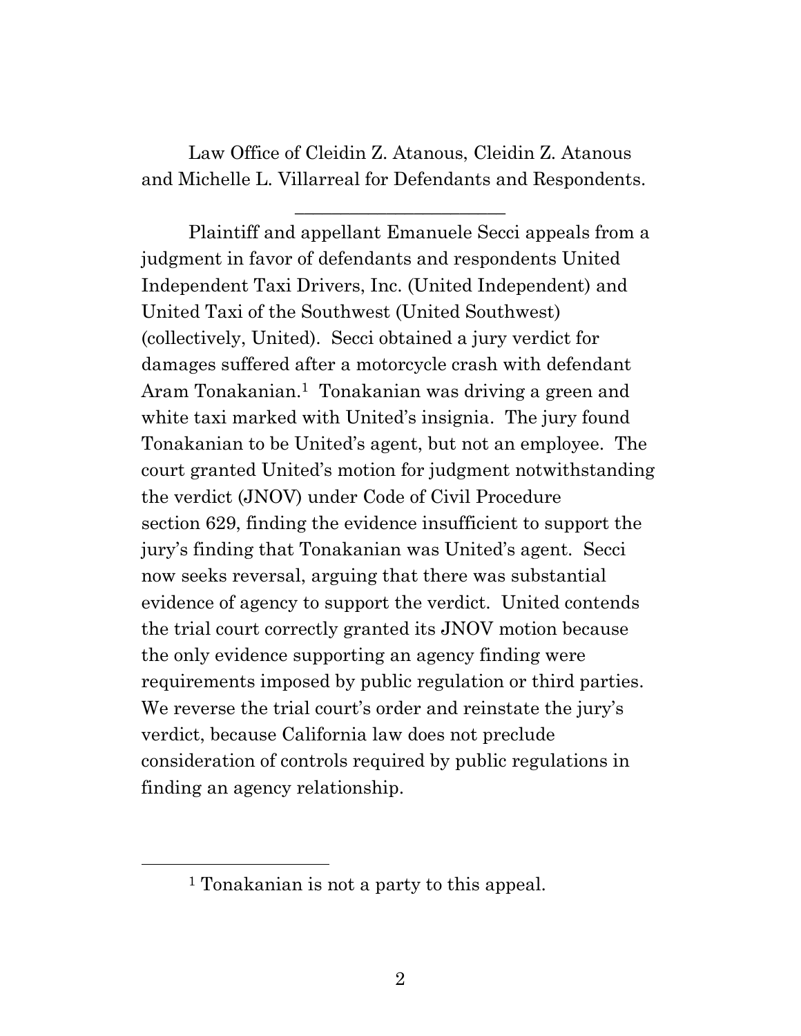Law Office of Cleidin Z. Atanous, Cleidin Z. Atanous and Michelle L. Villarreal for Defendants and Respondents.

______________________

Plaintiff and appellant Emanuele Secci appeals from a judgment in favor of defendants and respondents United Independent Taxi Drivers, Inc. (United Independent) and United Taxi of the Southwest (United Southwest) (collectively, United). Secci obtained a jury verdict for damages suffered after a motorcycle crash with defendant Aram Tonakanian.[1] Tonakanian was driving a green and white taxi marked with United's insignia. The jury found Tonakanian to be United's agent, but not an employee. The court granted United's motion for judgment notwithstanding the verdict (JNOV) under Code of Civil Procedure section 629, finding the evidence insufficient to support the jury's finding that Tonakanian was United's agent. Secci now seeks reversal, arguing that there was substantial evidence of agency to support the verdict. United contends the trial court correctly granted its JNOV motion because the only evidence supporting an agency finding were requirements imposed by public regulation or third parties. We reverse the trial court's order and reinstate the jury's verdict, because California law does not preclude consideration of controls required by public regulations in finding an agency relationship.

---

[1] Tonakanian is not a party to this appeal.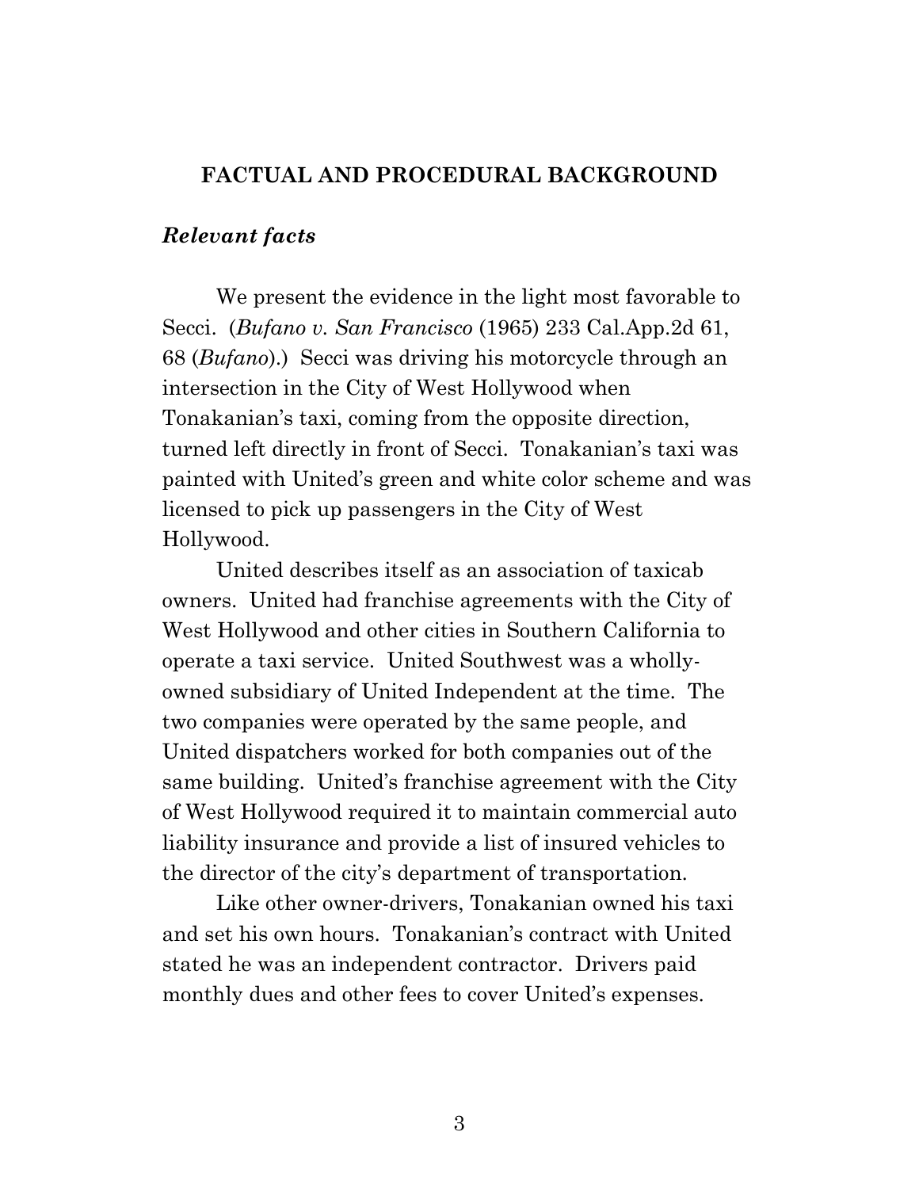## FACTUAL AND PROCEDURAL BACKGROUND

### *Relevant facts*

We present the evidence in the light most favorable to Secci. (*Bufano v. San Francisco* (1965) 233 Cal.App.2d 61, 68 (*Bufano*).) Secci was driving his motorcycle through an intersection in the City of West Hollywood when Tonakanian's taxi, coming from the opposite direction, turned left directly in front of Secci. Tonakanian's taxi was painted with United's green and white color scheme and was licensed to pick up passengers in the City of West Hollywood.

United describes itself as an association of taxicab owners. United had franchise agreements with the City of West Hollywood and other cities in Southern California to operate a taxi service. United Southwest was a wholly-owned subsidiary of United Independent at the time. The two companies were operated by the same people, and United dispatchers worked for both companies out of the same building. United's franchise agreement with the City of West Hollywood required it to maintain commercial auto liability insurance and provide a list of insured vehicles to the director of the city's department of transportation.

Like other owner-drivers, Tonakanian owned his taxi and set his own hours. Tonakanian's contract with United stated he was an independent contractor. Drivers paid monthly dues and other fees to cover United's expenses.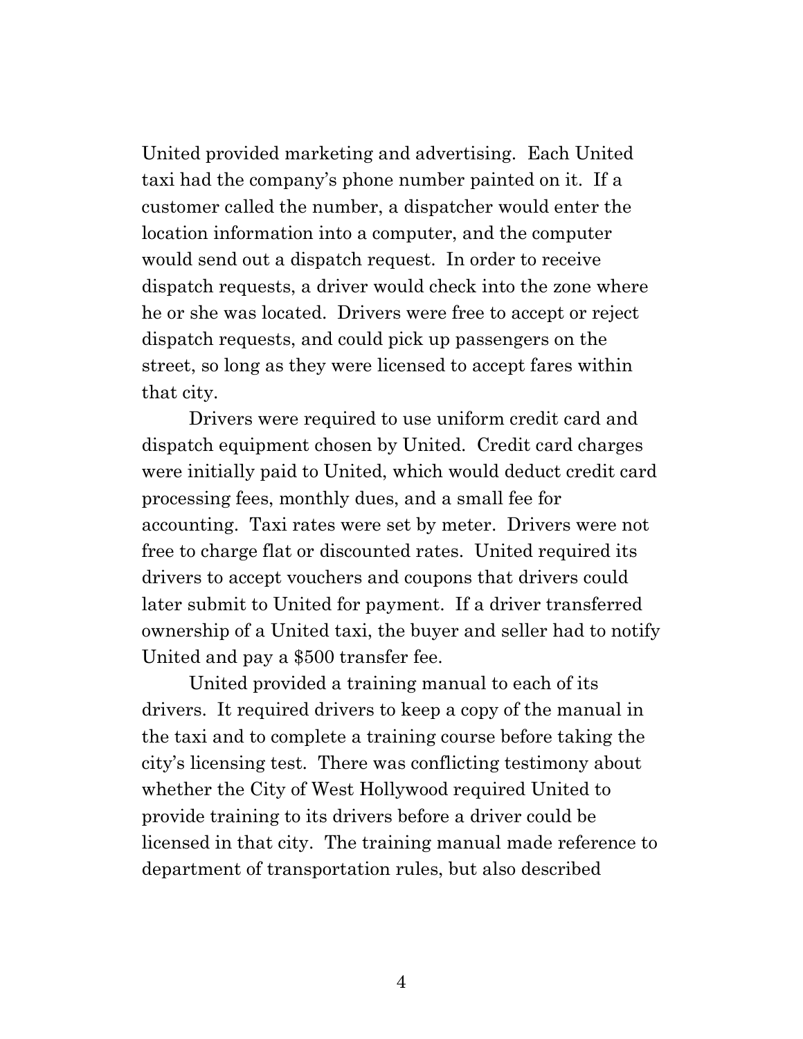United provided marketing and advertising. Each United taxi had the company's phone number painted on it. If a customer called the number, a dispatcher would enter the location information into a computer, and the computer would send out a dispatch request. In order to receive dispatch requests, a driver would check into the zone where he or she was located. Drivers were free to accept or reject dispatch requests, and could pick up passengers on the street, so long as they were licensed to accept fares within that city.

Drivers were required to use uniform credit card and dispatch equipment chosen by United. Credit card charges were initially paid to United, which would deduct credit card processing fees, monthly dues, and a small fee for accounting. Taxi rates were set by meter. Drivers were not free to charge flat or discounted rates. United required its drivers to accept vouchers and coupons that drivers could later submit to United for payment. If a driver transferred ownership of a United taxi, the buyer and seller had to notify United and pay a $500 transfer fee.

United provided a training manual to each of its drivers. It required drivers to keep a copy of the manual in the taxi and to complete a training course before taking the city's licensing test. There was conflicting testimony about whether the City of West Hollywood required United to provide training to its drivers before a driver could be licensed in that city. The training manual made reference to department of transportation rules, but also described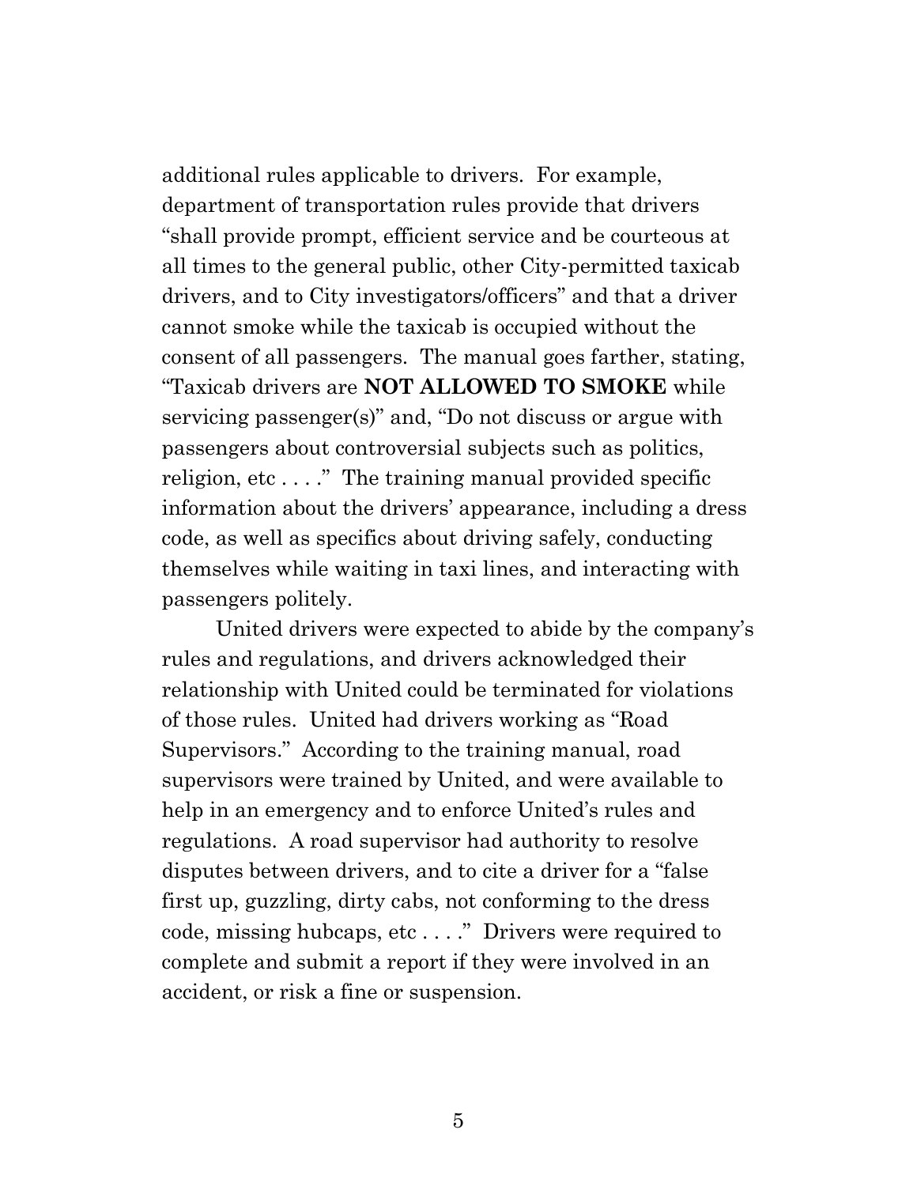additional rules applicable to drivers. For example, department of transportation rules provide that drivers "shall provide prompt, efficient service and be courteous at all times to the general public, other City-permitted taxicab drivers, and to City investigators/officers" and that a driver cannot smoke while the taxicab is occupied without the consent of all passengers. The manual goes farther, stating, "Taxicab drivers are **NOT ALLOWED TO SMOKE** while servicing passenger(s)" and, "Do not discuss or argue with passengers about controversial subjects such as politics, religion, etc . . . ." The training manual provided specific information about the drivers' appearance, including a dress code, as well as specifics about driving safely, conducting themselves while waiting in taxi lines, and interacting with passengers politely.

United drivers were expected to abide by the company's rules and regulations, and drivers acknowledged their relationship with United could be terminated for violations of those rules. United had drivers working as "Road Supervisors." According to the training manual, road supervisors were trained by United, and were available to help in an emergency and to enforce United's rules and regulations. A road supervisor had authority to resolve disputes between drivers, and to cite a driver for a "false first up, guzzling, dirty cabs, not conforming to the dress code, missing hubcaps, etc . . . ." Drivers were required to complete and submit a report if they were involved in an accident, or risk a fine or suspension.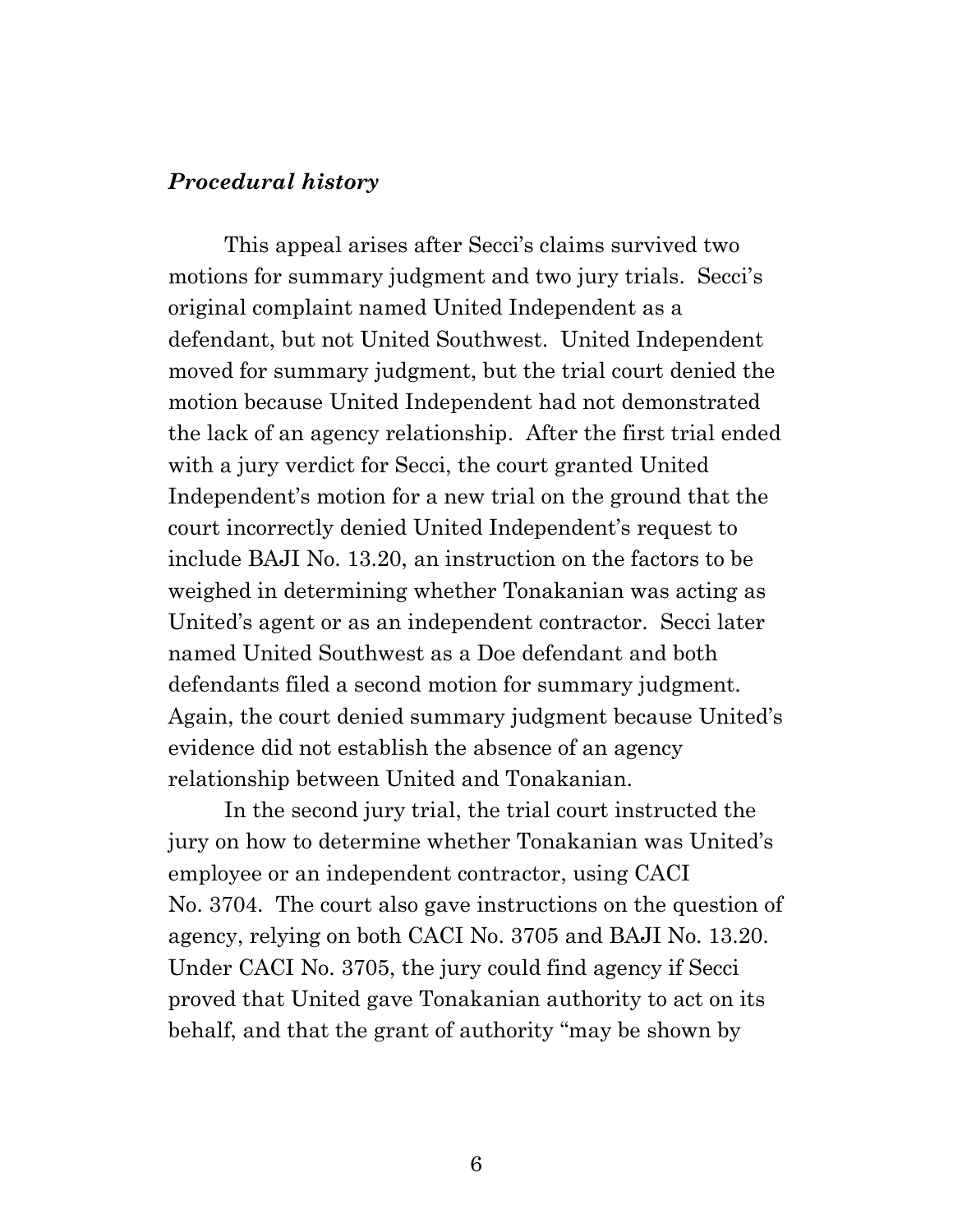### *Procedural history*

This appeal arises after Secci's claims survived two motions for summary judgment and two jury trials. Secci's original complaint named United Independent as a defendant, but not United Southwest. United Independent moved for summary judgment, but the trial court denied the motion because United Independent had not demonstrated the lack of an agency relationship. After the first trial ended with a jury verdict for Secci, the court granted United Independent's motion for a new trial on the ground that the court incorrectly denied United Independent's request to include BAJI No. 13.20, an instruction on the factors to be weighed in determining whether Tonakanian was acting as United's agent or as an independent contractor. Secci later named United Southwest as a Doe defendant and both defendants filed a second motion for summary judgment. Again, the court denied summary judgment because United's evidence did not establish the absence of an agency relationship between United and Tonakanian.

In the second jury trial, the trial court instructed the jury on how to determine whether Tonakanian was United's employee or an independent contractor, using CACI No. 3704. The court also gave instructions on the question of agency, relying on both CACI No. 3705 and BAJI No. 13.20. Under CACI No. 3705, the jury could find agency if Secci proved that United gave Tonakanian authority to act on its behalf, and that the grant of authority "may be shown by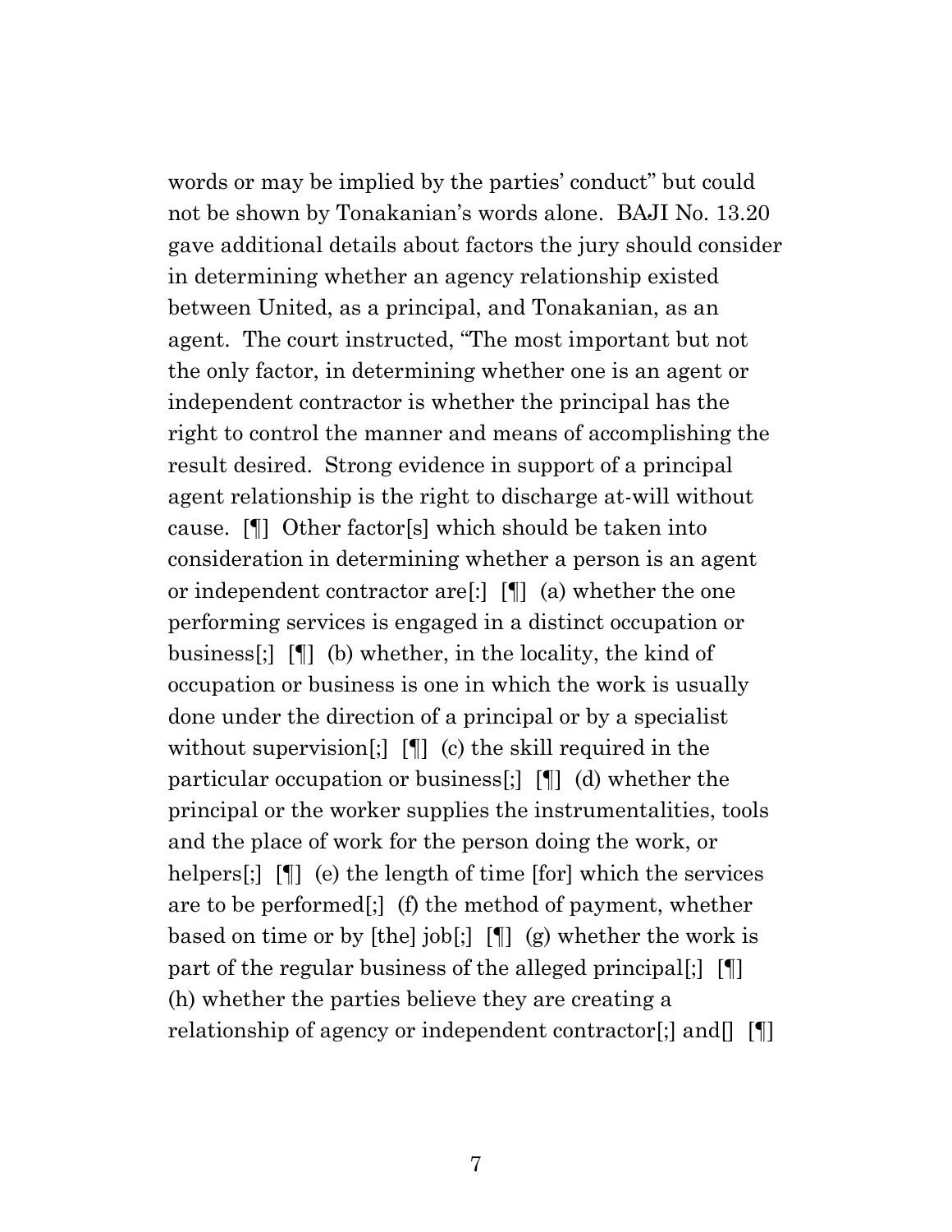words or may be implied by the parties' conduct" but could not be shown by Tonakanian's words alone. BAJI No. 13.20 gave additional details about factors the jury should consider in determining whether an agency relationship existed between United, as a principal, and Tonakanian, as an agent. The court instructed, "The most important but not the only factor, in determining whether one is an agent or independent contractor is whether the principal has the right to control the manner and means of accomplishing the result desired. Strong evidence in support of a principal agent relationship is the right to discharge at-will without cause. [¶] Other factor[s] which should be taken into consideration in determining whether a person is an agent or independent contractor are[:] [¶] (a) whether the one performing services is engaged in a distinct occupation or business[;] [¶] (b) whether, in the locality, the kind of occupation or business is one in which the work is usually done under the direction of a principal or by a specialist without supervision[;] [¶] (c) the skill required in the particular occupation or business[;] [¶] (d) whether the principal or the worker supplies the instrumentalities, tools and the place of work for the person doing the work, or helpers[;] [¶] (e) the length of time [for] which the services are to be performed[;] (f) the method of payment, whether based on time or by [the] job[;] [¶] (g) whether the work is part of the regular business of the alleged principal[;] [¶] (h) whether the parties believe they are creating a relationship of agency or independent contractor[;] and[] [¶]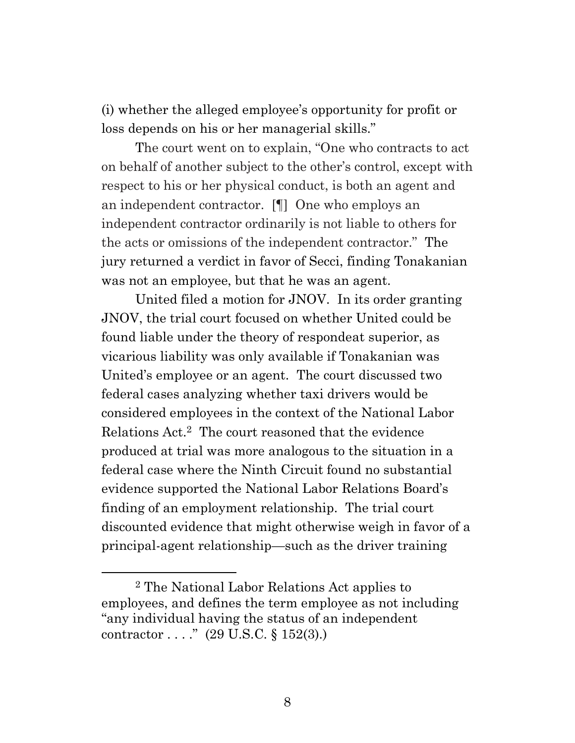(i) whether the alleged employee's opportunity for profit or loss depends on his or her managerial skills."

The court went on to explain, "One who contracts to act on behalf of another subject to the other's control, except with respect to his or her physical conduct, is both an agent and an independent contractor. [¶] One who employs an independent contractor ordinarily is not liable to others for the acts or omissions of the independent contractor." The jury returned a verdict in favor of Secci, finding Tonakanian was not an employee, but that he was an agent.

United filed a motion for JNOV. In its order granting JNOV, the trial court focused on whether United could be found liable under the theory of respondeat superior, as vicarious liability was only available if Tonakanian was United's employee or an agent. The court discussed two federal cases analyzing whether taxi drivers would be considered employees in the context of the National Labor Relations Act.[2] The court reasoned that the evidence produced at trial was more analogous to the situation in a federal case where the Ninth Circuit found no substantial evidence supported the National Labor Relations Board's finding of an employment relationship. The trial court discounted evidence that might otherwise weigh in favor of a principal-agent relationship—such as the driver training

[2] The National Labor Relations Act applies to employees, and defines the term employee as not including "any individual having the status of an independent contractor . . . ." (29 U.S.C. § 152(3).)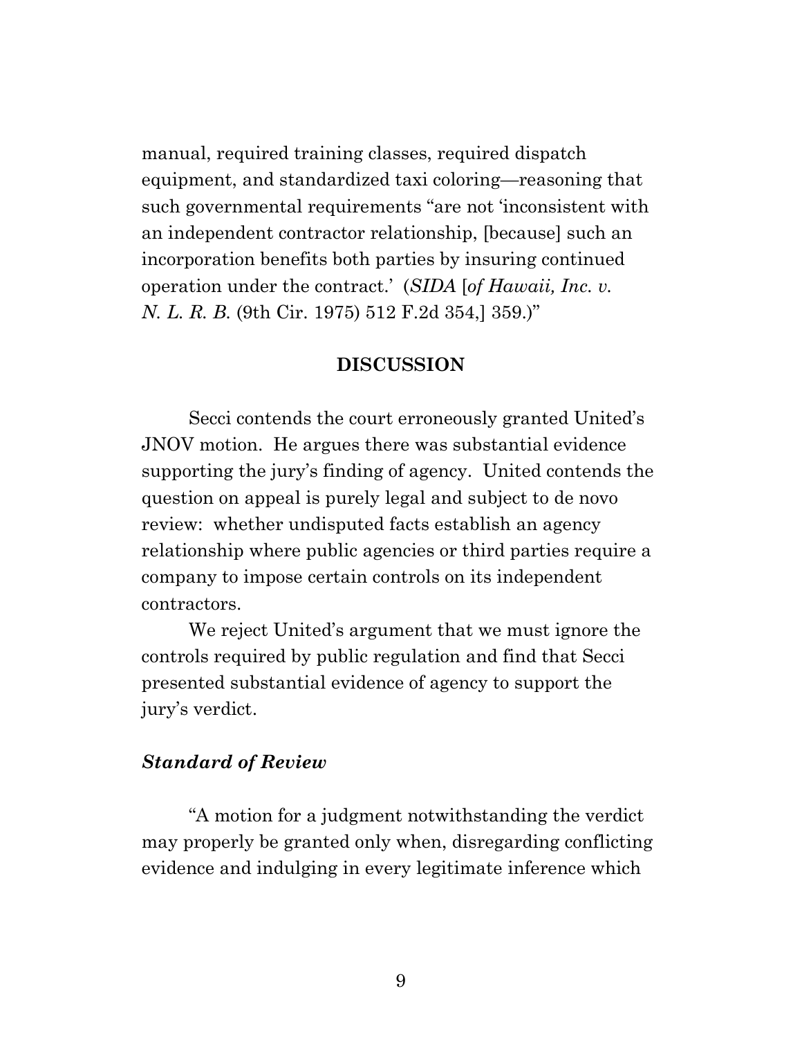manual, required training classes, required dispatch equipment, and standardized taxi coloring—reasoning that such governmental requirements "are not 'inconsistent with an independent contractor relationship, [because] such an incorporation benefits both parties by insuring continued operation under the contract.' (*SIDA* [*of Hawaii, Inc. v. N. L. R. B.* (9th Cir. 1975) 512 F.2d 354,] 359.)"

## DISCUSSION

Secci contends the court erroneously granted United's JNOV motion. He argues there was substantial evidence supporting the jury's finding of agency. United contends the question on appeal is purely legal and subject to de novo review: whether undisputed facts establish an agency relationship where public agencies or third parties require a company to impose certain controls on its independent contractors.

We reject United's argument that we must ignore the controls required by public regulation and find that Secci presented substantial evidence of agency to support the jury's verdict.

### *Standard of Review*

"A motion for a judgment notwithstanding the verdict may properly be granted only when, disregarding conflicting evidence and indulging in every legitimate inference which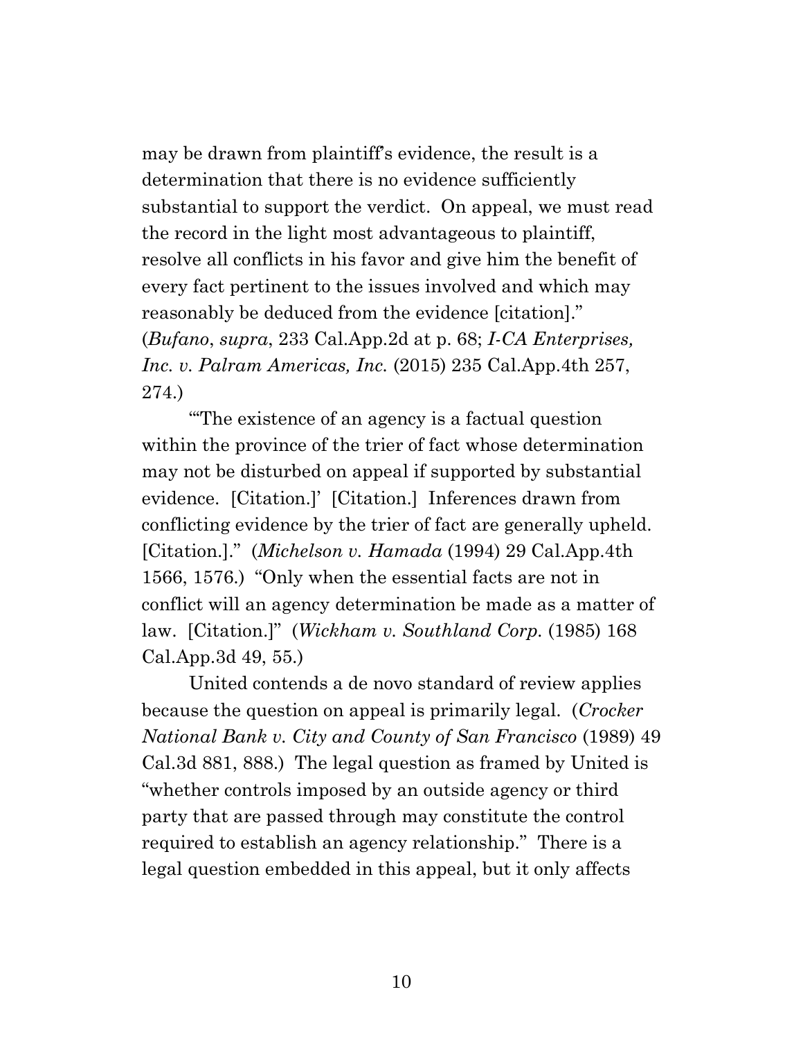may be drawn from plaintiff's evidence, the result is a determination that there is no evidence sufficiently substantial to support the verdict. On appeal, we must read the record in the light most advantageous to plaintiff, resolve all conflicts in his favor and give him the benefit of every fact pertinent to the issues involved and which may reasonably be deduced from the evidence [citation]." (*Bufano*, *supra*, 233 Cal.App.2d at p. 68; *I-CA Enterprises, Inc. v. Palram Americas, Inc.* (2015) 235 Cal.App.4th 257, 274.)

"'The existence of an agency is a factual question within the province of the trier of fact whose determination may not be disturbed on appeal if supported by substantial evidence. [Citation.]' [Citation.] Inferences drawn from conflicting evidence by the trier of fact are generally upheld. [Citation.]." (*Michelson v. Hamada* (1994) 29 Cal.App.4th 1566, 1576.) "Only when the essential facts are not in conflict will an agency determination be made as a matter of law. [Citation.]" (*Wickham v. Southland Corp.* (1985) 168 Cal.App.3d 49, 55.)

United contends a de novo standard of review applies because the question on appeal is primarily legal. (*Crocker National Bank v. City and County of San Francisco* (1989) 49 Cal.3d 881, 888.) The legal question as framed by United is "whether controls imposed by an outside agency or third party that are passed through may constitute the control required to establish an agency relationship." There is a legal question embedded in this appeal, but it only affects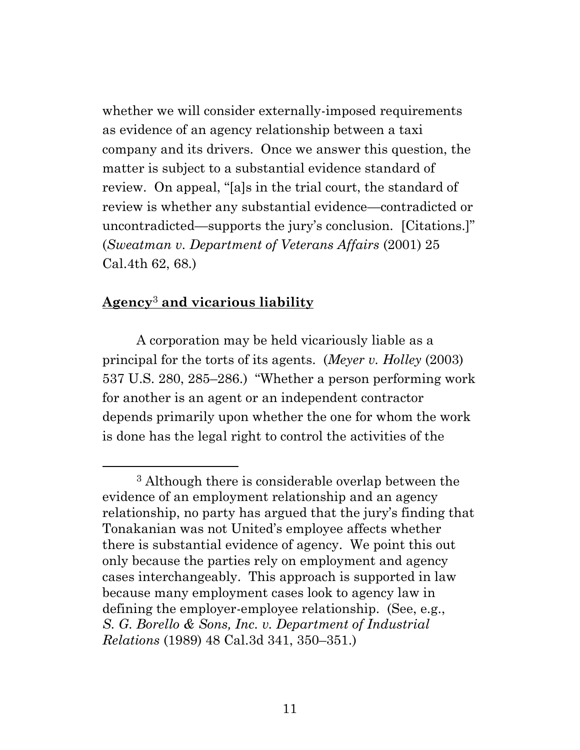whether we will consider externally-imposed requirements as evidence of an agency relationship between a taxi company and its drivers. Once we answer this question, the matter is subject to a substantial evidence standard of review. On appeal, "[a]s in the trial court, the standard of review is whether any substantial evidence—contradicted or uncontradicted—supports the jury's conclusion. [Citations.]" (*Sweatman v. Department of Veterans Affairs* (2001) 25 Cal.4th 62, 68.)

**<u>Agency[3] and vicarious liability</u>**

A corporation may be held vicariously liable as a principal for the torts of its agents. (*Meyer v. Holley* (2003) 537 U.S. 280, 285–286.) "Whether a person performing work for another is an agent or an independent contractor depends primarily upon whether the one for whom the work is done has the legal right to control the activities of the

---

[3] Although there is considerable overlap between the evidence of an employment relationship and an agency relationship, no party has argued that the jury's finding that Tonakanian was not United's employee affects whether there is substantial evidence of agency. We point this out only because the parties rely on employment and agency cases interchangeably. This approach is supported in law because many employment cases look to agency law in defining the employer-employee relationship. (See, e.g., *S. G. Borello & Sons, Inc. v. Department of Industrial Relations* (1989) 48 Cal.3d 341, 350–351.)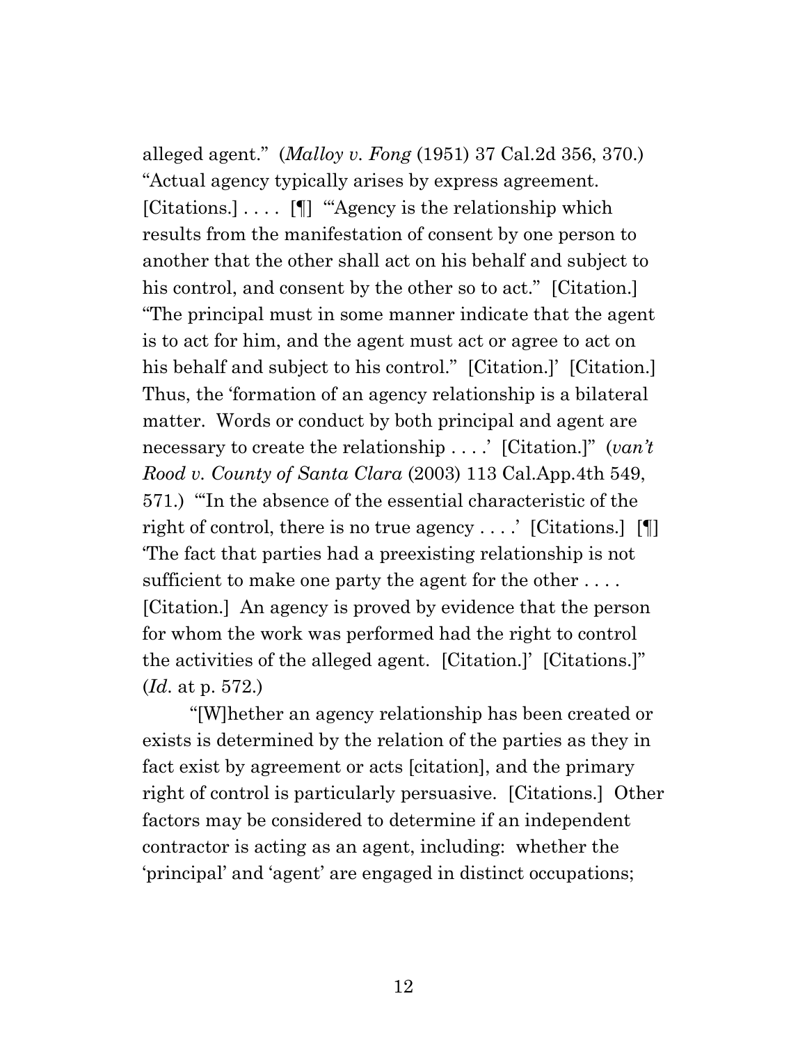alleged agent." (*Malloy v. Fong* (1951) 37 Cal.2d 356, 370.) "Actual agency typically arises by express agreement. [Citations.] . . . . [¶] '"Agency is the relationship which results from the manifestation of consent by one person to another that the other shall act on his behalf and subject to his control, and consent by the other so to act." [Citation.] "The principal must in some manner indicate that the agent is to act for him, and the agent must act or agree to act on his behalf and subject to his control." [Citation.]' [Citation.] Thus, the 'formation of an agency relationship is a bilateral matter. Words or conduct by both principal and agent are necessary to create the relationship . . . .' [Citation.]" (*van't Rood v. County of Santa Clara* (2003) 113 Cal.App.4th 549, 571.) "'In the absence of the essential characteristic of the right of control, there is no true agency . . . .' [Citations.] [¶] 'The fact that parties had a preexisting relationship is not sufficient to make one party the agent for the other . . . . [Citation.] An agency is proved by evidence that the person for whom the work was performed had the right to control the activities of the alleged agent. [Citation.]' [Citations.]" (*Id*. at p. 572.)

"[W]hether an agency relationship has been created or exists is determined by the relation of the parties as they in fact exist by agreement or acts [citation], and the primary right of control is particularly persuasive. [Citations.] Other factors may be considered to determine if an independent contractor is acting as an agent, including: whether the 'principal' and 'agent' are engaged in distinct occupations;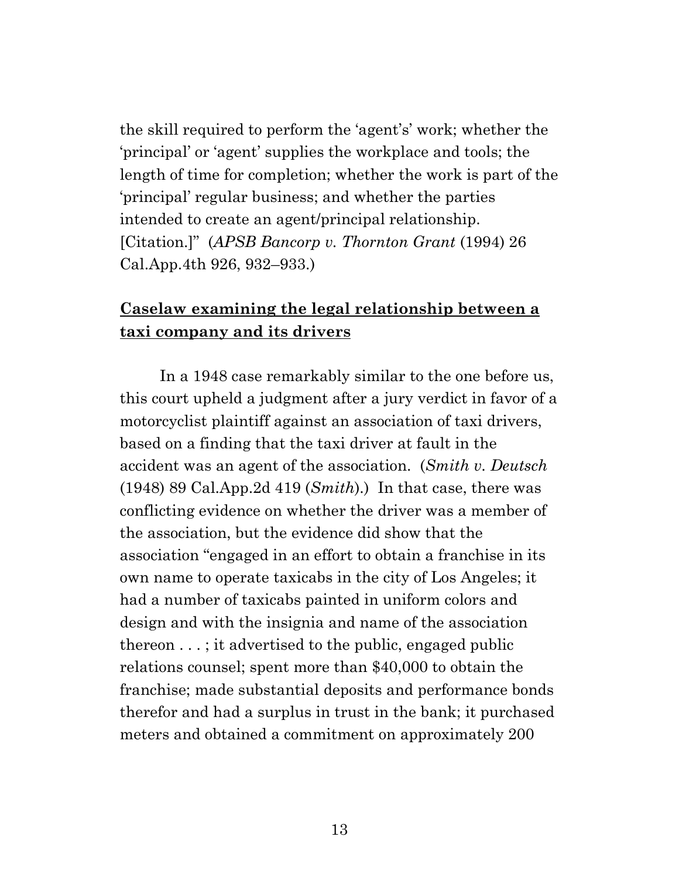the skill required to perform the 'agent's' work; whether the 'principal' or 'agent' supplies the workplace and tools; the length of time for completion; whether the work is part of the 'principal' regular business; and whether the parties intended to create an agent/principal relationship. [Citation.]" (*APSB Bancorp v. Thornton Grant* (1994) 26 Cal.App.4th 926, 932–933.)

**<u>Caselaw examining the legal relationship between a taxi company and its drivers</u>**

In a 1948 case remarkably similar to the one before us, this court upheld a judgment after a jury verdict in favor of a motorcyclist plaintiff against an association of taxi drivers, based on a finding that the taxi driver at fault in the accident was an agent of the association. (*Smith v. Deutsch* (1948) 89 Cal.App.2d 419 (*Smith*).) In that case, there was conflicting evidence on whether the driver was a member of the association, but the evidence did show that the association "engaged in an effort to obtain a franchise in its own name to operate taxicabs in the city of Los Angeles; it had a number of taxicabs painted in uniform colors and design and with the insignia and name of the association thereon . . . ; it advertised to the public, engaged public relations counsel; spent more than $40,000 to obtain the franchise; made substantial deposits and performance bonds therefor and had a surplus in trust in the bank; it purchased meters and obtained a commitment on approximately 200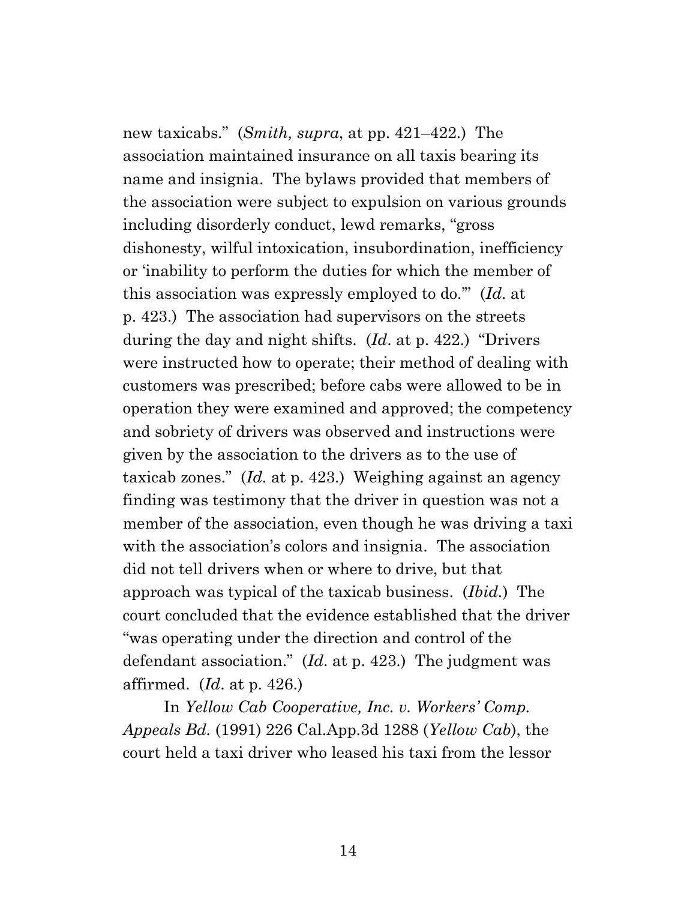new taxicabs." (*Smith, supra*, at pp. 421–422.) The association maintained insurance on all taxis bearing its name and insignia. The bylaws provided that members of the association were subject to expulsion on various grounds including disorderly conduct, lewd remarks, "gross dishonesty, wilful intoxication, insubordination, inefficiency or 'inability to perform the duties for which the member of this association was expressly employed to do.'" (*Id*. at p. 423.) The association had supervisors on the streets during the day and night shifts. (*Id*. at p. 422.) "Drivers were instructed how to operate; their method of dealing with customers was prescribed; before cabs were allowed to be in operation they were examined and approved; the competency and sobriety of drivers was observed and instructions were given by the association to the drivers as to the use of taxicab zones." (*Id*. at p. 423.) Weighing against an agency finding was testimony that the driver in question was not a member of the association, even though he was driving a taxi with the association's colors and insignia. The association did not tell drivers when or where to drive, but that approach was typical of the taxicab business. (*Ibid.*) The court concluded that the evidence established that the driver "was operating under the direction and control of the defendant association." (*Id*. at p. 423.) The judgment was affirmed. (*Id*. at p. 426.)

In *Yellow Cab Cooperative, Inc. v. Workers' Comp. Appeals Bd.* (1991) 226 Cal.App.3d 1288 (*Yellow Cab*), the court held a taxi driver who leased his taxi from the lessor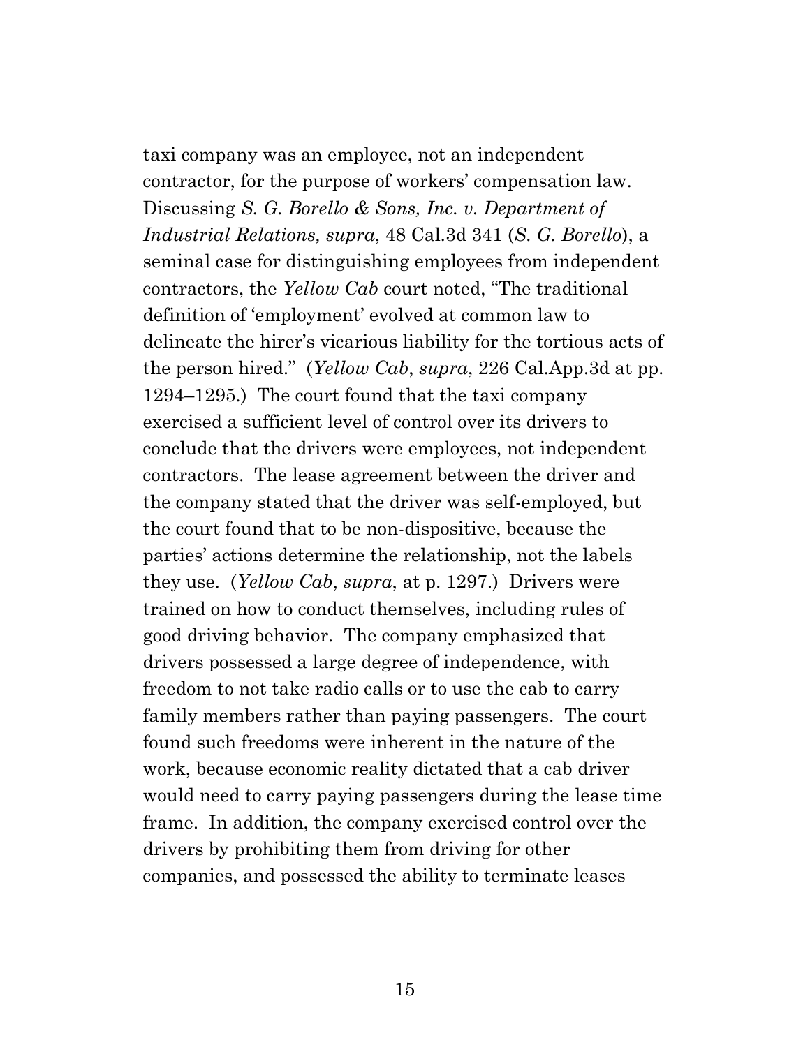taxi company was an employee, not an independent contractor, for the purpose of workers' compensation law. Discussing *S. G. Borello & Sons, Inc. v. Department of Industrial Relations, supra*, 48 Cal.3d 341 (*S. G. Borello*), a seminal case for distinguishing employees from independent contractors, the *Yellow Cab* court noted, "The traditional definition of 'employment' evolved at common law to delineate the hirer's vicarious liability for the tortious acts of the person hired." (*Yellow Cab*, *supra*, 226 Cal.App.3d at pp. 1294–1295.) The court found that the taxi company exercised a sufficient level of control over its drivers to conclude that the drivers were employees, not independent contractors. The lease agreement between the driver and the company stated that the driver was self-employed, but the court found that to be non-dispositive, because the parties' actions determine the relationship, not the labels they use. (*Yellow Cab*, *supra*, at p. 1297.) Drivers were trained on how to conduct themselves, including rules of good driving behavior. The company emphasized that drivers possessed a large degree of independence, with freedom to not take radio calls or to use the cab to carry family members rather than paying passengers. The court found such freedoms were inherent in the nature of the work, because economic reality dictated that a cab driver would need to carry paying passengers during the lease time frame. In addition, the company exercised control over the drivers by prohibiting them from driving for other companies, and possessed the ability to terminate leases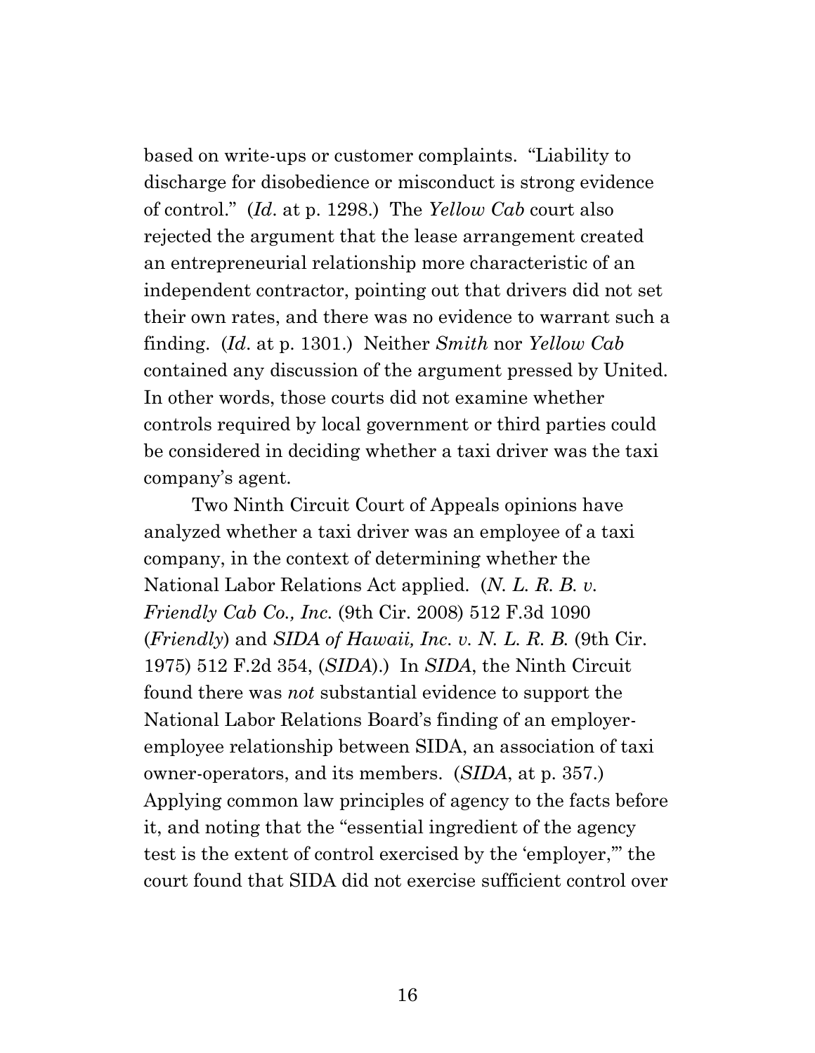based on write-ups or customer complaints. "Liability to discharge for disobedience or misconduct is strong evidence of control." (*Id*. at p. 1298.) The *Yellow Cab* court also rejected the argument that the lease arrangement created an entrepreneurial relationship more characteristic of an independent contractor, pointing out that drivers did not set their own rates, and there was no evidence to warrant such a finding. (*Id*. at p. 1301.) Neither *Smith* nor *Yellow Cab* contained any discussion of the argument pressed by United. In other words, those courts did not examine whether controls required by local government or third parties could be considered in deciding whether a taxi driver was the taxi company's agent.

Two Ninth Circuit Court of Appeals opinions have analyzed whether a taxi driver was an employee of a taxi company, in the context of determining whether the National Labor Relations Act applied. (*N. L. R. B. v. Friendly Cab Co., Inc.* (9th Cir. 2008) 512 F.3d 1090 (*Friendly*) and *SIDA of Hawaii, Inc. v. N. L. R. B.* (9th Cir. 1975) 512 F.2d 354, (*SIDA*).) In *SIDA*, the Ninth Circuit found there was *not* substantial evidence to support the National Labor Relations Board's finding of an employer-employee relationship between SIDA, an association of taxi owner-operators, and its members. (*SIDA*, at p. 357.) Applying common law principles of agency to the facts before it, and noting that the "essential ingredient of the agency test is the extent of control exercised by the 'employer,'" the court found that SIDA did not exercise sufficient control over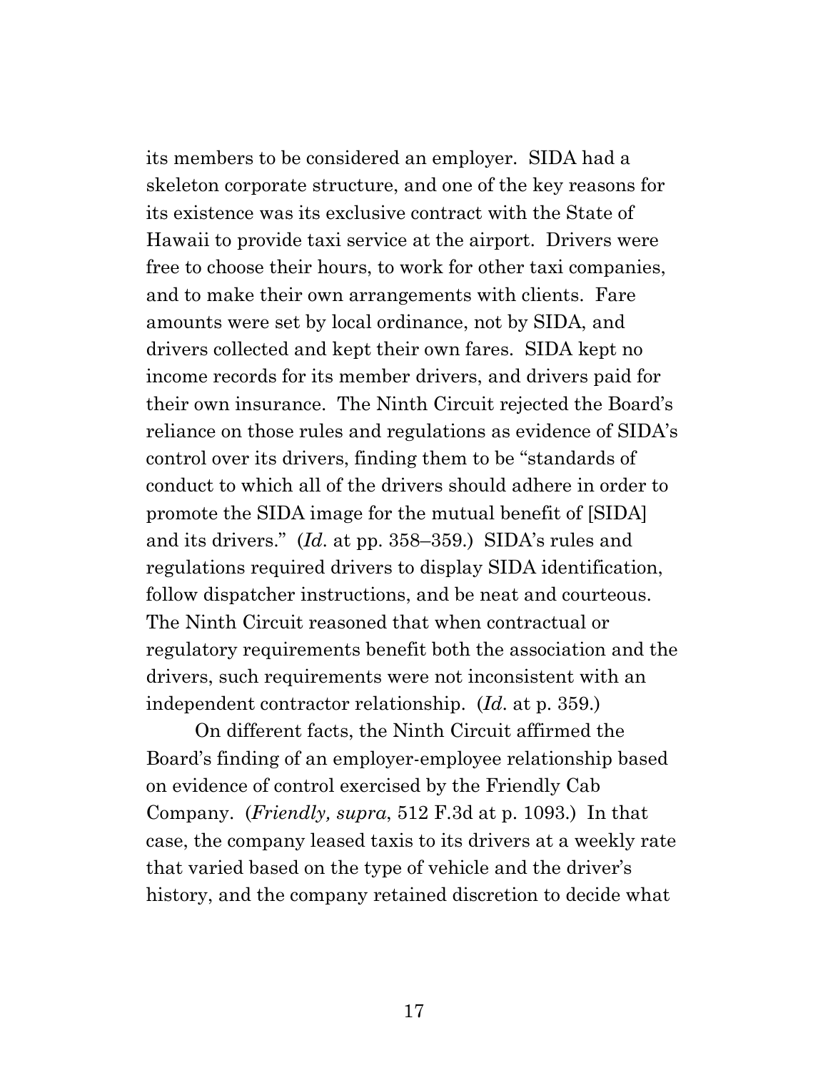its members to be considered an employer. SIDA had a skeleton corporate structure, and one of the key reasons for its existence was its exclusive contract with the State of Hawaii to provide taxi service at the airport. Drivers were free to choose their hours, to work for other taxi companies, and to make their own arrangements with clients. Fare amounts were set by local ordinance, not by SIDA, and drivers collected and kept their own fares. SIDA kept no income records for its member drivers, and drivers paid for their own insurance. The Ninth Circuit rejected the Board's reliance on those rules and regulations as evidence of SIDA's control over its drivers, finding them to be "standards of conduct to which all of the drivers should adhere in order to promote the SIDA image for the mutual benefit of [SIDA] and its drivers." (*Id*. at pp. 358–359.) SIDA's rules and regulations required drivers to display SIDA identification, follow dispatcher instructions, and be neat and courteous. The Ninth Circuit reasoned that when contractual or regulatory requirements benefit both the association and the drivers, such requirements were not inconsistent with an independent contractor relationship. (*Id*. at p. 359.)

On different facts, the Ninth Circuit affirmed the Board's finding of an employer-employee relationship based on evidence of control exercised by the Friendly Cab Company. (*Friendly, supra*, 512 F.3d at p. 1093.) In that case, the company leased taxis to its drivers at a weekly rate that varied based on the type of vehicle and the driver's history, and the company retained discretion to decide what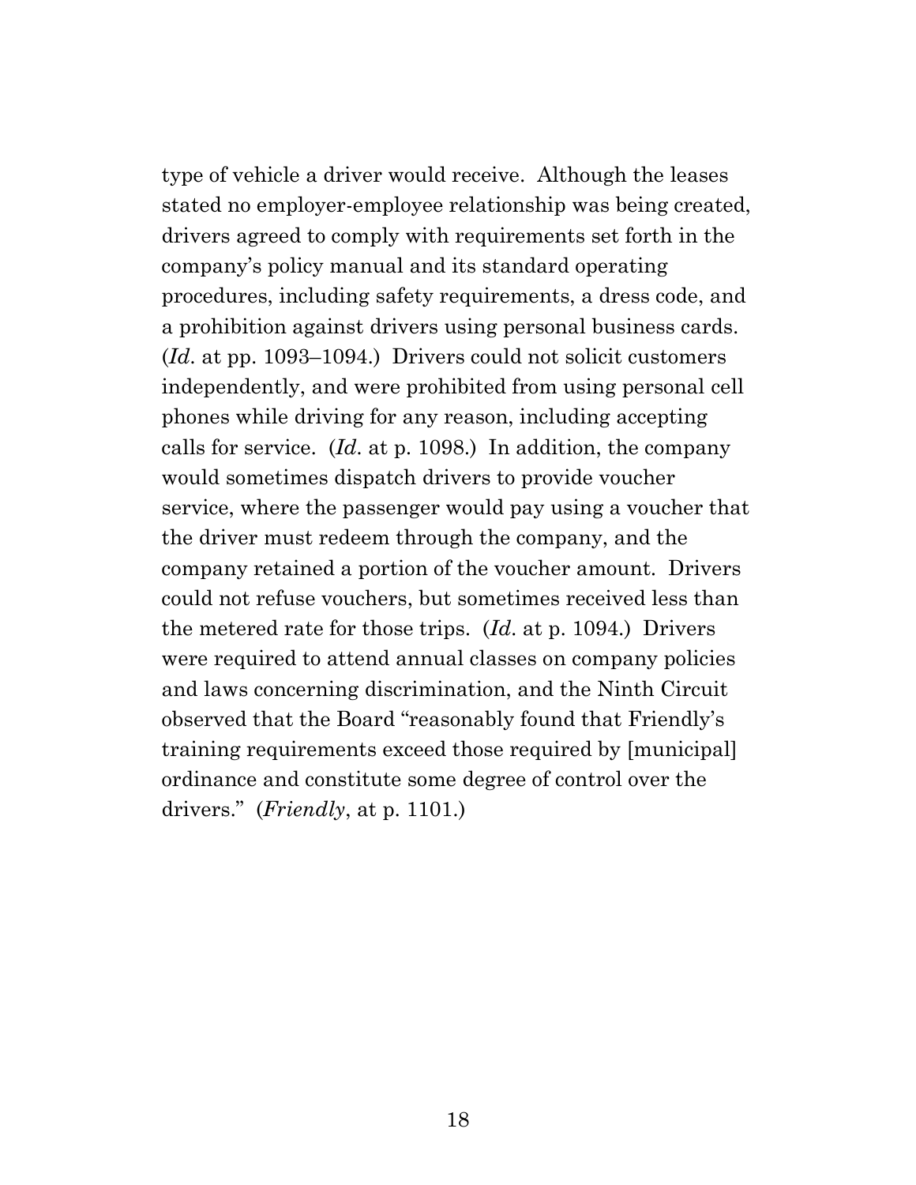type of vehicle a driver would receive. Although the leases stated no employer-employee relationship was being created, drivers agreed to comply with requirements set forth in the company's policy manual and its standard operating procedures, including safety requirements, a dress code, and a prohibition against drivers using personal business cards. (*Id.* at pp. 1093–1094.) Drivers could not solicit customers independently, and were prohibited from using personal cell phones while driving for any reason, including accepting calls for service. (*Id.* at p. 1098.) In addition, the company would sometimes dispatch drivers to provide voucher service, where the passenger would pay using a voucher that the driver must redeem through the company, and the company retained a portion of the voucher amount. Drivers could not refuse vouchers, but sometimes received less than the metered rate for those trips. (*Id.* at p. 1094.) Drivers were required to attend annual classes on company policies and laws concerning discrimination, and the Ninth Circuit observed that the Board "reasonably found that Friendly's training requirements exceed those required by [municipal] ordinance and constitute some degree of control over the drivers." (*Friendly*, at p. 1101.)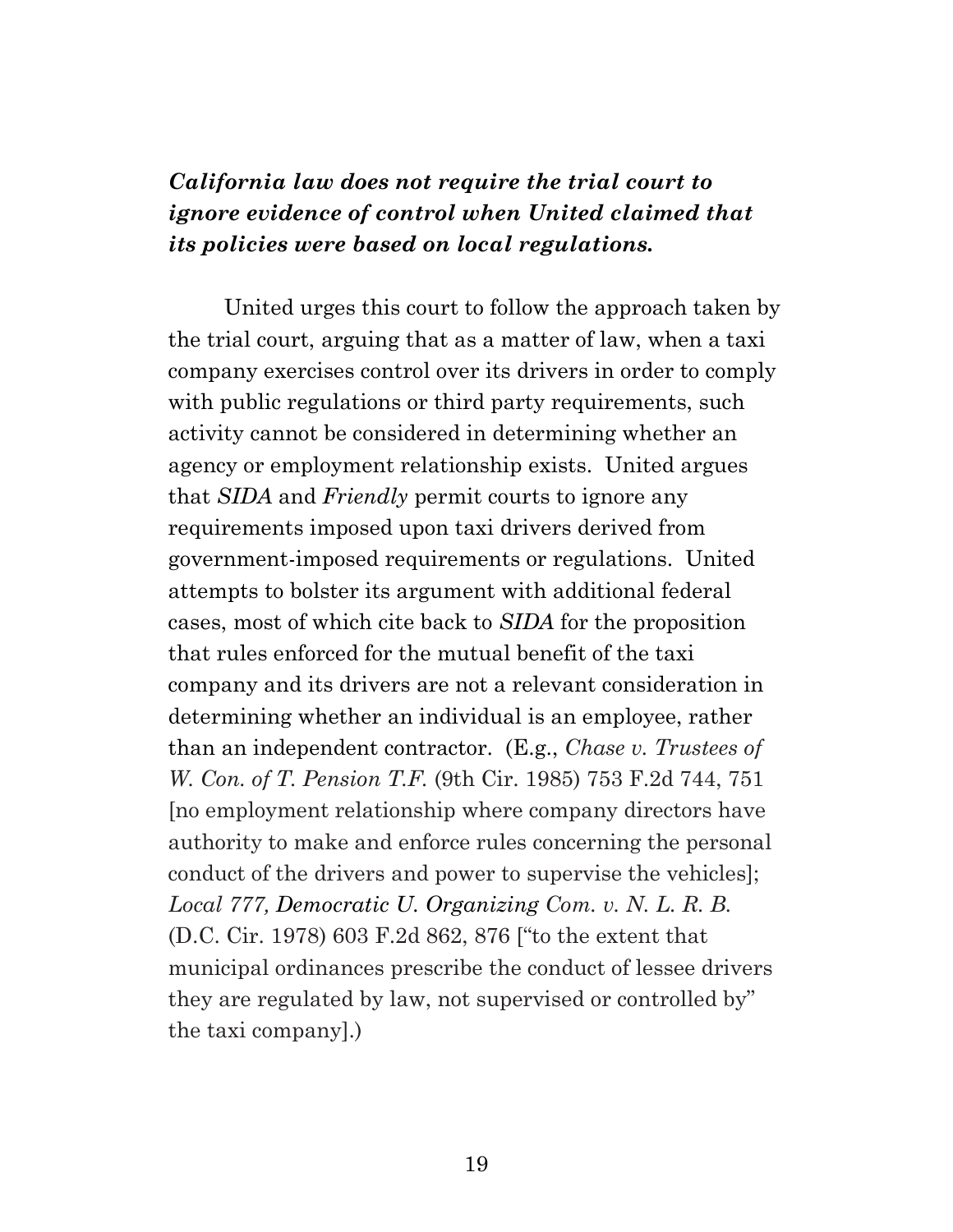***California law does not require the trial court to ignore evidence of control when United claimed that its policies were based on local regulations.***

United urges this court to follow the approach taken by the trial court, arguing that as a matter of law, when a taxi company exercises control over its drivers in order to comply with public regulations or third party requirements, such activity cannot be considered in determining whether an agency or employment relationship exists. United argues that *SIDA* and *Friendly* permit courts to ignore any requirements imposed upon taxi drivers derived from government-imposed requirements or regulations. United attempts to bolster its argument with additional federal cases, most of which cite back to *SIDA* for the proposition that rules enforced for the mutual benefit of the taxi company and its drivers are not a relevant consideration in determining whether an individual is an employee, rather than an independent contractor. (E.g., *Chase v. Trustees of W. Con. of T. Pension T.F.* (9th Cir. 1985) 753 F.2d 744, 751 [no employment relationship where company directors have authority to make and enforce rules concerning the personal conduct of the drivers and power to supervise the vehicles]; *Local 777, Democratic U. Organizing Com. v. N. L. R. B.* (D.C. Cir. 1978) 603 F.2d 862, 876 ["to the extent that municipal ordinances prescribe the conduct of lessee drivers they are regulated by law, not supervised or controlled by" the taxi company].)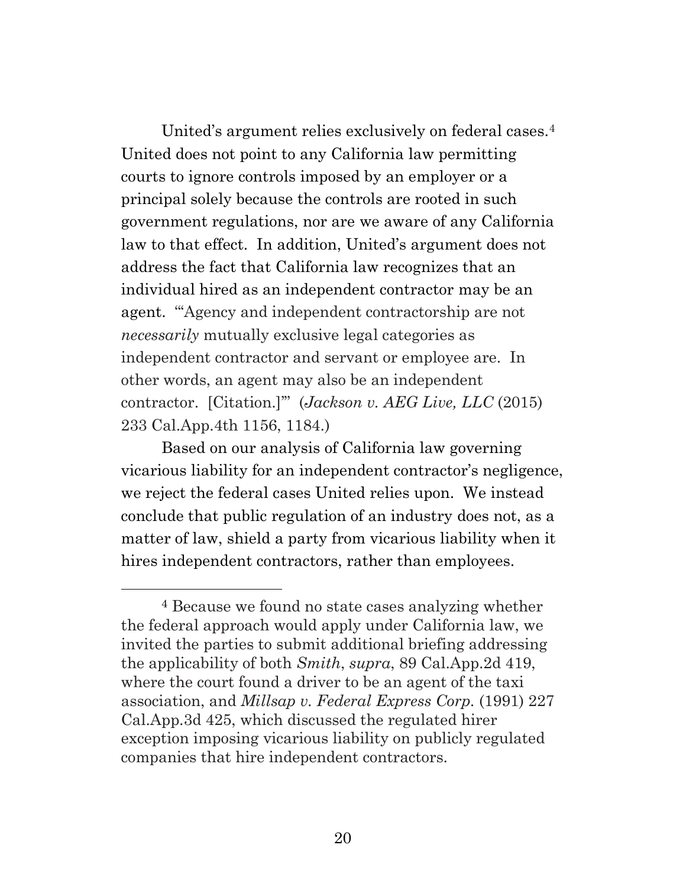United's argument relies exclusively on federal cases.[4] United does not point to any California law permitting courts to ignore controls imposed by an employer or a principal solely because the controls are rooted in such government regulations, nor are we aware of any California law to that effect. In addition, United's argument does not address the fact that California law recognizes that an individual hired as an independent contractor may be an agent. "'Agency and independent contractorship are not *necessarily* mutually exclusive legal categories as independent contractor and servant or employee are. In other words, an agent may also be an independent contractor. [Citation.]'" (*Jackson v. AEG Live, LLC* (2015) 233 Cal.App.4th 1156, 1184.)

Based on our analysis of California law governing vicarious liability for an independent contractor's negligence, we reject the federal cases United relies upon. We instead conclude that public regulation of an industry does not, as a matter of law, shield a party from vicarious liability when it hires independent contractors, rather than employees.

---

[4] Because we found no state cases analyzing whether the federal approach would apply under California law, we invited the parties to submit additional briefing addressing the applicability of both *Smith*, *supra*, 89 Cal.App.2d 419, where the court found a driver to be an agent of the taxi association, and *Millsap v. Federal Express Corp.* (1991) 227 Cal.App.3d 425, which discussed the regulated hirer exception imposing vicarious liability on publicly regulated companies that hire independent contractors.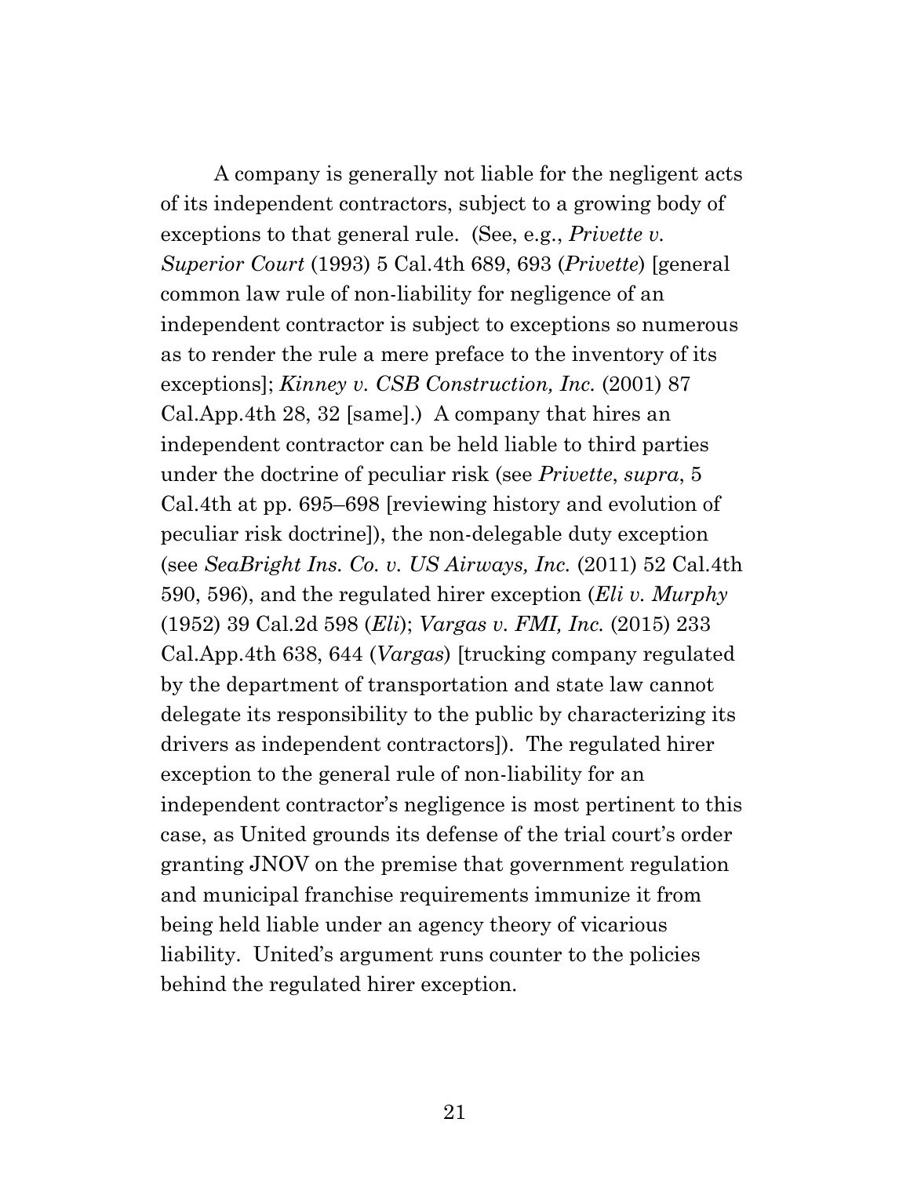A company is generally not liable for the negligent acts of its independent contractors, subject to a growing body of exceptions to that general rule. (See, e.g., *Privette v. Superior Court* (1993) 5 Cal.4th 689, 693 (*Privette*) [general common law rule of non-liability for negligence of an independent contractor is subject to exceptions so numerous as to render the rule a mere preface to the inventory of its exceptions]; *Kinney v. CSB Construction, Inc.* (2001) 87 Cal.App.4th 28, 32 [same].) A company that hires an independent contractor can be held liable to third parties under the doctrine of peculiar risk (see *Privette*, *supra*, 5 Cal.4th at pp. 695–698 [reviewing history and evolution of peculiar risk doctrine]), the non-delegable duty exception (see *SeaBright Ins. Co. v. US Airways, Inc.* (2011) 52 Cal.4th 590, 596), and the regulated hirer exception (*Eli v. Murphy* (1952) 39 Cal.2d 598 (*Eli*); *Vargas v. FMI, Inc.* (2015) 233 Cal.App.4th 638, 644 (*Vargas*) [trucking company regulated by the department of transportation and state law cannot delegate its responsibility to the public by characterizing its drivers as independent contractors]). The regulated hirer exception to the general rule of non-liability for an independent contractor's negligence is most pertinent to this case, as United grounds its defense of the trial court's order granting JNOV on the premise that government regulation and municipal franchise requirements immunize it from being held liable under an agency theory of vicarious liability. United's argument runs counter to the policies behind the regulated hirer exception.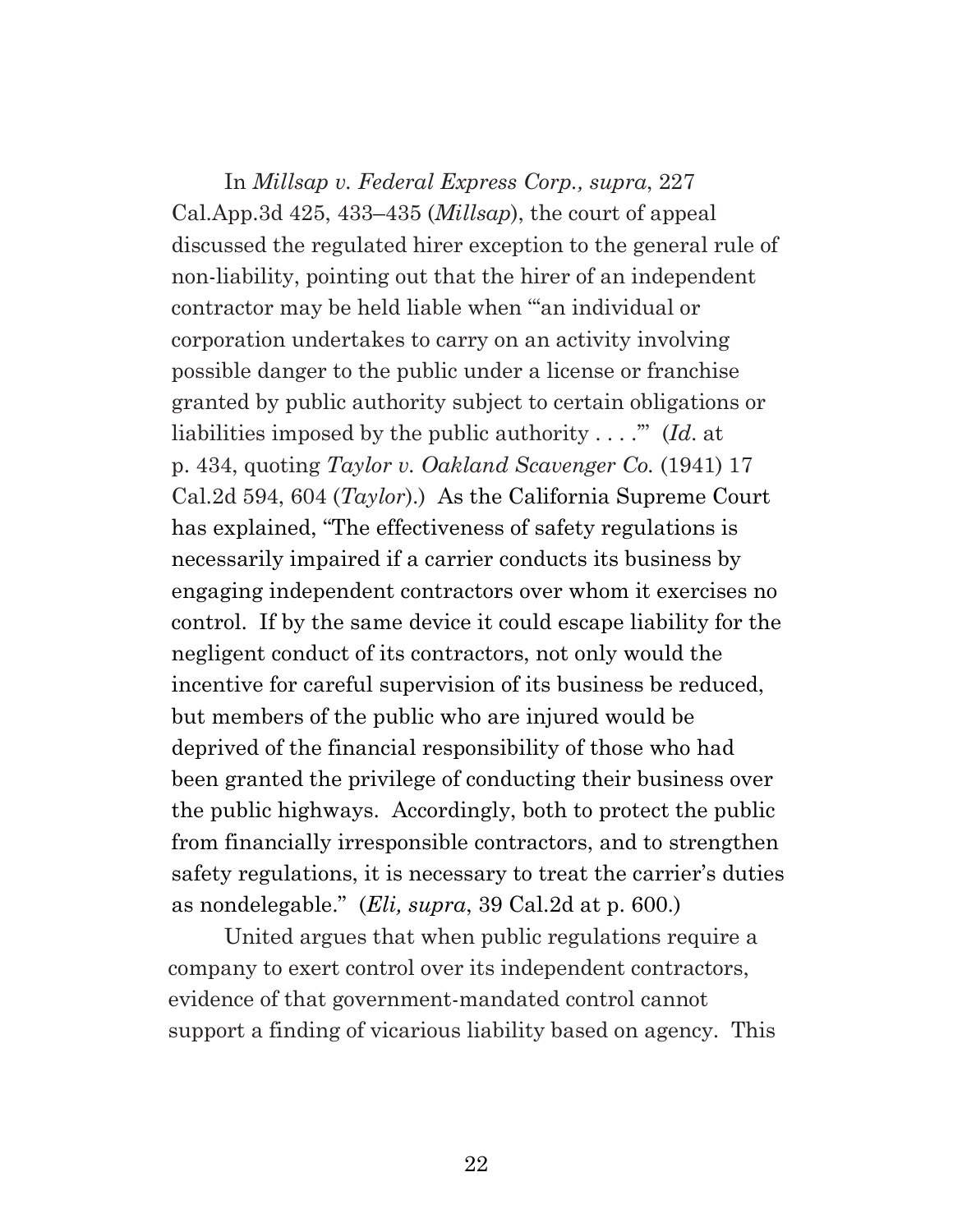In *Millsap v. Federal Express Corp., supra*, 227 Cal.App.3d 425, 433–435 (*Millsap*), the court of appeal discussed the regulated hirer exception to the general rule of non-liability, pointing out that the hirer of an independent contractor may be held liable when "'an individual or corporation undertakes to carry on an activity involving possible danger to the public under a license or franchise granted by public authority subject to certain obligations or liabilities imposed by the public authority . . . .'" (*Id*. at p. 434, quoting *Taylor v. Oakland Scavenger Co.* (1941) 17 Cal.2d 594, 604 (*Taylor*).) As the California Supreme Court has explained, "The effectiveness of safety regulations is necessarily impaired if a carrier conducts its business by engaging independent contractors over whom it exercises no control. If by the same device it could escape liability for the negligent conduct of its contractors, not only would the incentive for careful supervision of its business be reduced, but members of the public who are injured would be deprived of the financial responsibility of those who had been granted the privilege of conducting their business over the public highways. Accordingly, both to protect the public from financially irresponsible contractors, and to strengthen safety regulations, it is necessary to treat the carrier's duties as nondelegable." (*Eli, supra*, 39 Cal.2d at p. 600.)

United argues that when public regulations require a company to exert control over its independent contractors, evidence of that government-mandated control cannot support a finding of vicarious liability based on agency. This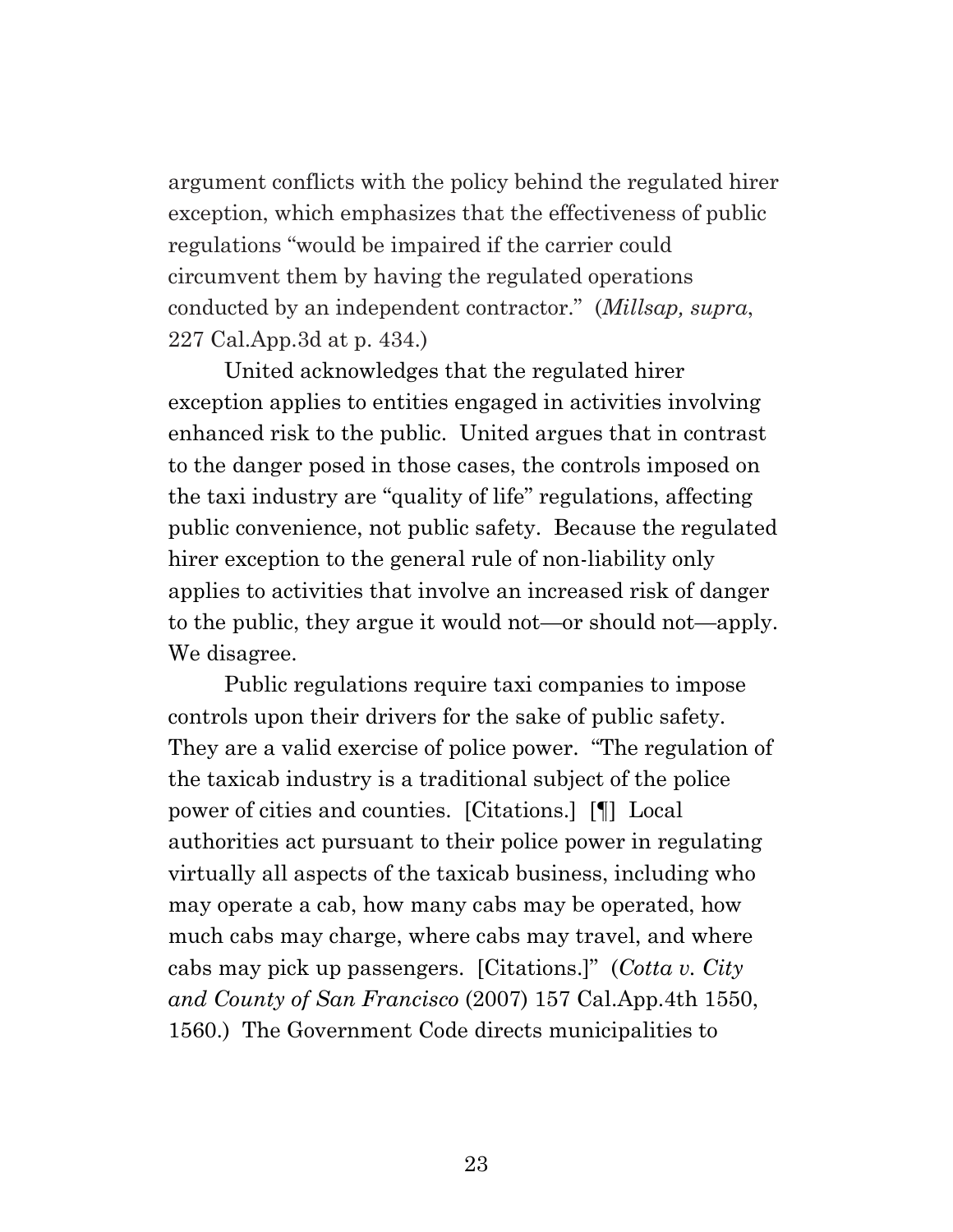argument conflicts with the policy behind the regulated hirer exception, which emphasizes that the effectiveness of public regulations "would be impaired if the carrier could circumvent them by having the regulated operations conducted by an independent contractor." (*Millsap, supra*, 227 Cal.App.3d at p. 434.)

United acknowledges that the regulated hirer exception applies to entities engaged in activities involving enhanced risk to the public. United argues that in contrast to the danger posed in those cases, the controls imposed on the taxi industry are "quality of life" regulations, affecting public convenience, not public safety. Because the regulated hirer exception to the general rule of non-liability only applies to activities that involve an increased risk of danger to the public, they argue it would not—or should not—apply. We disagree.

Public regulations require taxi companies to impose controls upon their drivers for the sake of public safety. They are a valid exercise of police power. "The regulation of the taxicab industry is a traditional subject of the police power of cities and counties. [Citations.] [¶] Local authorities act pursuant to their police power in regulating virtually all aspects of the taxicab business, including who may operate a cab, how many cabs may be operated, how much cabs may charge, where cabs may travel, and where cabs may pick up passengers. [Citations.]" (*Cotta v. City and County of San Francisco* (2007) 157 Cal.App.4th 1550, 1560.) The Government Code directs municipalities to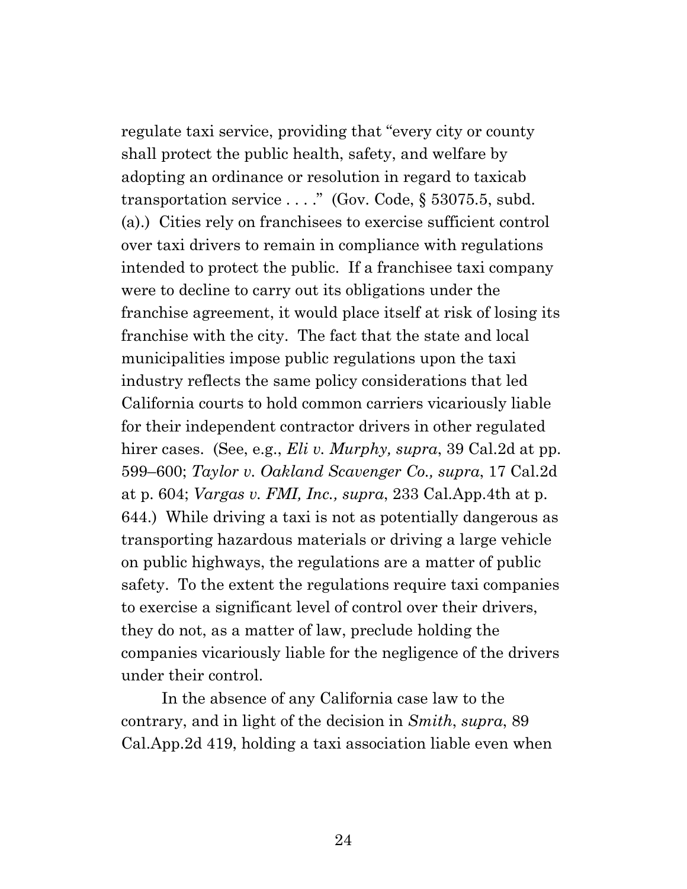regulate taxi service, providing that "every city or county shall protect the public health, safety, and welfare by adopting an ordinance or resolution in regard to taxicab transportation service . . . ." (Gov. Code, § 53075.5, subd. (a).) Cities rely on franchisees to exercise sufficient control over taxi drivers to remain in compliance with regulations intended to protect the public. If a franchisee taxi company were to decline to carry out its obligations under the franchise agreement, it would place itself at risk of losing its franchise with the city. The fact that the state and local municipalities impose public regulations upon the taxi industry reflects the same policy considerations that led California courts to hold common carriers vicariously liable for their independent contractor drivers in other regulated hirer cases. (See, e.g., *Eli v. Murphy, supra*, 39 Cal.2d at pp. 599–600; *Taylor v. Oakland Scavenger Co., supra*, 17 Cal.2d at p. 604; *Vargas v. FMI, Inc., supra*, 233 Cal.App.4th at p. 644.) While driving a taxi is not as potentially dangerous as transporting hazardous materials or driving a large vehicle on public highways, the regulations are a matter of public safety. To the extent the regulations require taxi companies to exercise a significant level of control over their drivers, they do not, as a matter of law, preclude holding the companies vicariously liable for the negligence of the drivers under their control.

In the absence of any California case law to the contrary, and in light of the decision in *Smith*, *supra*, 89 Cal.App.2d 419, holding a taxi association liable even when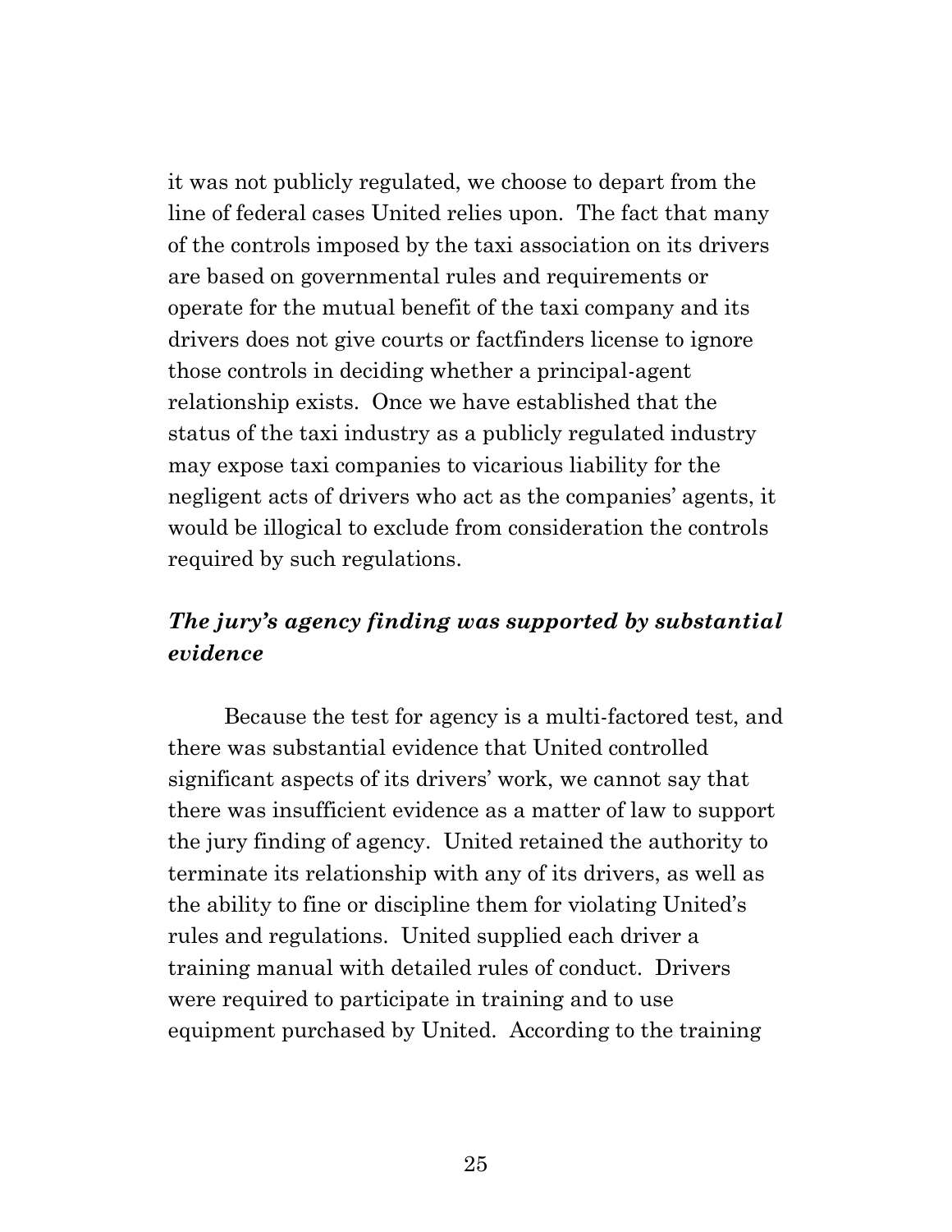it was not publicly regulated, we choose to depart from the line of federal cases United relies upon. The fact that many of the controls imposed by the taxi association on its drivers are based on governmental rules and requirements or operate for the mutual benefit of the taxi company and its drivers does not give courts or factfinders license to ignore those controls in deciding whether a principal-agent relationship exists. Once we have established that the status of the taxi industry as a publicly regulated industry may expose taxi companies to vicarious liability for the negligent acts of drivers who act as the companies' agents, it would be illogical to exclude from consideration the controls required by such regulations.

### ***The jury's agency finding was supported by substantial evidence***

Because the test for agency is a multi-factored test, and there was substantial evidence that United controlled significant aspects of its drivers' work, we cannot say that there was insufficient evidence as a matter of law to support the jury finding of agency. United retained the authority to terminate its relationship with any of its drivers, as well as the ability to fine or discipline them for violating United's rules and regulations. United supplied each driver a training manual with detailed rules of conduct. Drivers were required to participate in training and to use equipment purchased by United. According to the training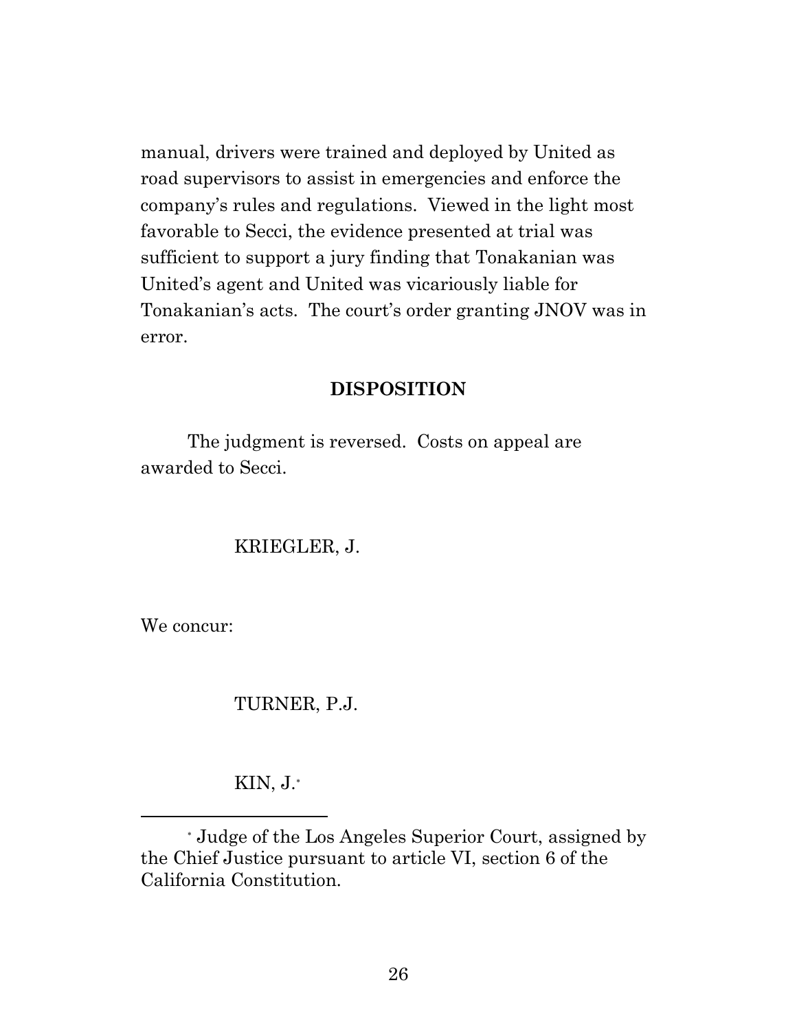manual, drivers were trained and deployed by United as road supervisors to assist in emergencies and enforce the company's rules and regulations. Viewed in the light most favorable to Secci, the evidence presented at trial was sufficient to support a jury finding that Tonakanian was United's agent and United was vicariously liable for Tonakanian's acts. The court's order granting JNOV was in error.

**DISPOSITION**

The judgment is reversed. Costs on appeal are awarded to Secci.

KRIEGLER, J.

We concur:

TURNER, P.J.

KIN, J.[*]

---

[*] Judge of the Los Angeles Superior Court, assigned by the Chief Justice pursuant to article VI, section 6 of the California Constitution.